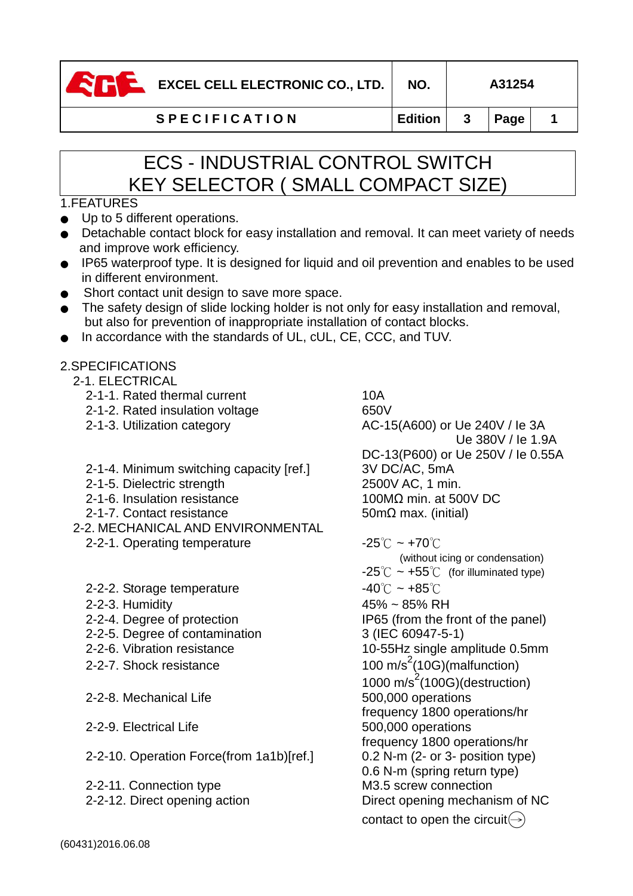| EXCEL CELL ELECTRONIC CO., LTD. | NO. | A31254 | |
|---|---|---|---|
| **SPECIFICATION** | Edition | 3 | Page 1 |

# ECS - INDUSTRIAL CONTROL SWITCH
# KEY SELECTOR ( SMALL COMPACT SIZE)

## 1.FEATURES

- Up to 5 different operations.
- Detachable contact block for easy installation and removal. It can meet variety of needs and improve work efficiency.
- IP65 waterproof type. It is designed for liquid and oil prevention and enables to be used in different environment.
- Short contact unit design to save more space.
- The safety design of slide locking holder is not only for easy installation and removal, but also for prevention of inappropriate installation of contact blocks.
- In accordance with the standards of UL, cUL, CE, CCC, and TUV.

## 2.SPECIFICATIONS

### 2-1. ELECTRICAL

| Item | Value |
|---|---|
| 2-1-1. Rated thermal current | 10A |
| 2-1-2. Rated insulation voltage | 650V |
| 2-1-3. Utilization category | AC-15(A600) or Ue 240V / Ie 3A<br>Ue 380V / Ie 1.9A<br>DC-13(P600) or Ue 250V / Ie 0.55A |
| 2-1-4. Minimum switching capacity [ref.] | 3V DC/AC, 5mA |
| 2-1-5. Dielectric strength | 2500V AC, 1 min. |
| 2-1-6. Insulation resistance | 100MΩ min. at 500V DC |
| 2-1-7. Contact resistance | 50mΩ max. (initial) |

### 2-2. MECHANICAL AND ENVIRONMENTAL

| Item | Value |
|---|---|
| 2-2-1. Operating temperature | -25℃ ~ +70℃<br>(without icing or condensation)<br>-25℃ ~ +55℃ (for illuminated type) |
| 2-2-2. Storage temperature | -40℃ ~ +85℃ |
| 2-2-3. Humidity | 45% ~ 85% RH |
| 2-2-4. Degree of protection | IP65 (from the front of the panel) |
| 2-2-5. Degree of contamination | 3 (IEC 60947-5-1) |
| 2-2-6. Vibration resistance | 10-55Hz single amplitude 0.5mm |
| 2-2-7. Shock resistance | 100 $m/s^2$(10G)(malfunction)<br>1000 $m/s^2$(100G)(destruction) |
| 2-2-8. Mechanical Life | 500,000 operations<br>frequency 1800 operations/hr |
| 2-2-9. Electrical Life | 500,000 operations<br>frequency 1800 operations/hr |
| 2-2-10. Operation Force(from 1a1b)[ref.] | 0.2 N-m (2- or 3- position type)<br>0.6 N-m (spring return type) |
| 2-2-11. Connection type | M3.5 screw connection |
| 2-2-12. Direct opening action | Direct opening mechanism of NC contact to open the circuit⊖ |

(60431)2016.06.08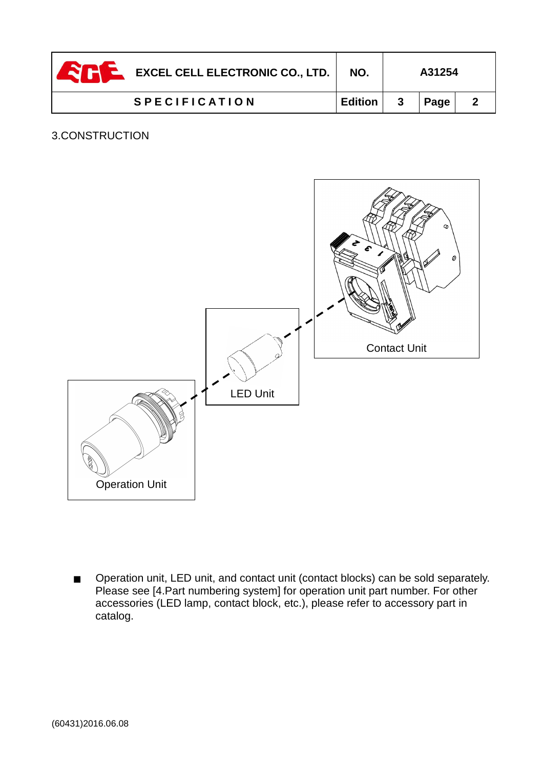## 3.CONSTRUCTION

Contact Unit

LED Unit

Operation Unit

- Operation unit, LED unit, and contact unit (contact blocks) can be sold separately. Please see [4.Part numbering system] for operation unit part number. For other accessories (LED lamp, contact block, etc.), please refer to accessory part in catalog.

(60431)2016.06.08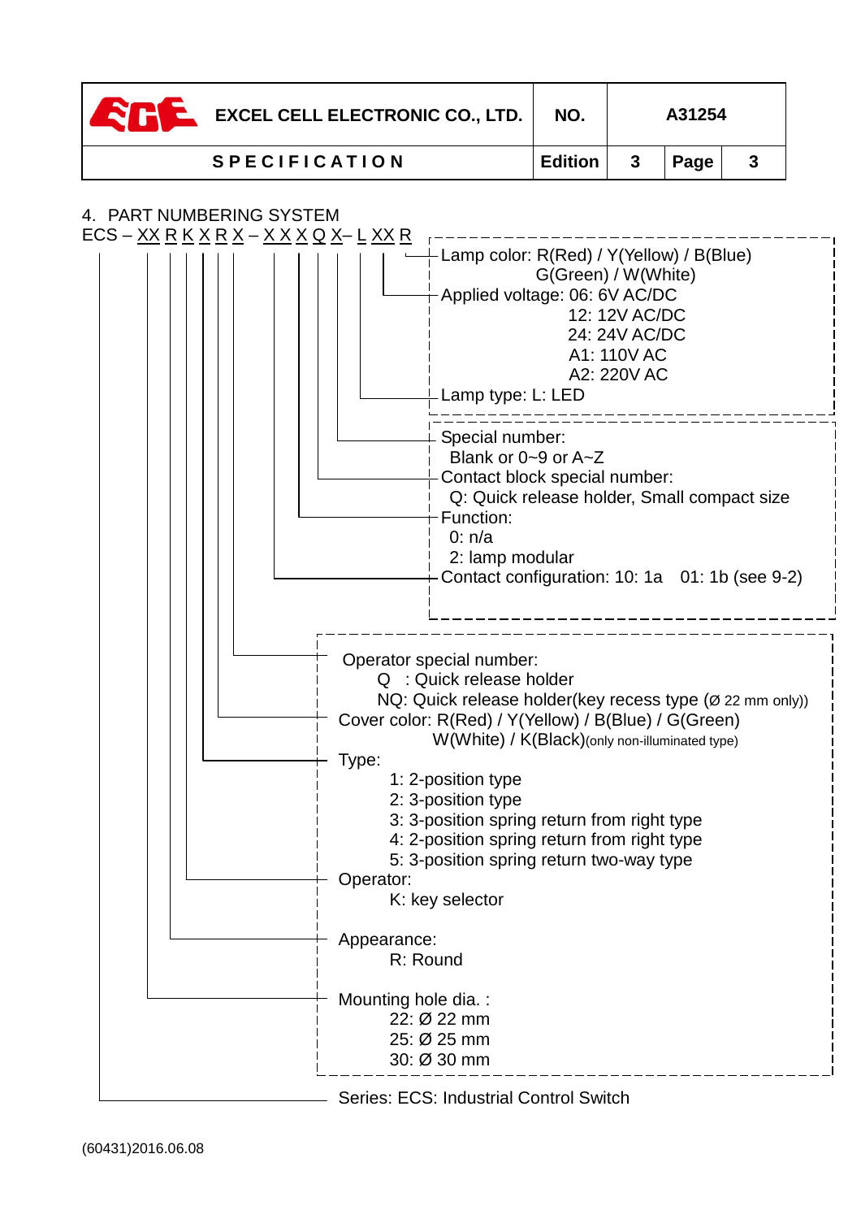| EXCEL CELL ELECTRONIC CO., LTD. | NO. | A31254 | |
|---|---|---|---|
| SPECIFICATION | Edition | 3 | Page 3 |

4. PART NUMBERING SYSTEM

ECS – XX R K X R X – X X X Q X– L XX R

- Lamp color: R(Red) / Y(Yellow) / B(Blue)
  G(Green) / W(White)
- Applied voltage: 06: 6V AC/DC
  12: 12V AC/DC
  24: 24V AC/DC
  A1: 110V AC
  A2: 220V AC
- Lamp type: L: LED

- Special number:
  Blank or 0~9 or A~Z
- Contact block special number:
  Q: Quick release holder, Small compact size
- Function:
  0: n/a
  2: lamp modular
- Contact configuration: 10: 1a 01: 1b (see 9-2)

- Operator special number:
  Q : Quick release holder
  NQ: Quick release holder(key recess type (Ø 22 mm only))
- Cover color: R(Red) / Y(Yellow) / B(Blue) / G(Green)
  W(White) / K(Black)(only non-illuminated type)
- Type:
  1: 2-position type
  2: 3-position type
  3: 3-position spring return from right type
  4: 2-position spring return from right type
  5: 3-position spring return two-way type
- Operator:
  K: key selector
- Appearance:
  R: Round
- Mounting hole dia. :
  22: Ø 22 mm
  25: Ø 25 mm
  30: Ø 30 mm

- Series: ECS: Industrial Control Switch

(60431)2016.06.08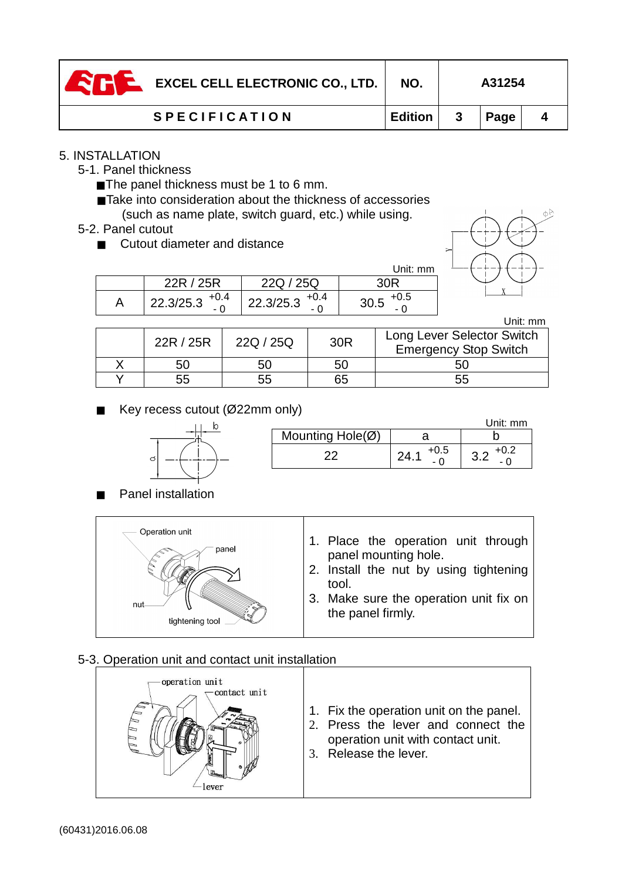| EXCEL CELL ELECTRONIC CO., LTD. | NO. | A31254 | |
|---|---|---|---|
| SPECIFICATION | Edition | 3 | Page 4 |

## 5. INSTALLATION

### 5-1. Panel thickness

- The panel thickness must be 1 to 6 mm.
- Take into consideration about the thickness of accessories (such as name plate, switch guard, etc.) while using.

### 5-2. Panel cutout

- Cutout diameter and distance

Unit: mm

| | 22R / 25R | 22Q / 25Q | 30R |
|---|---|---|---|
| A | 22.3/25.3 $^{+0.4}_{-0}$ | 22.3/25.3 $^{+0.4}_{-0}$ | 30.5 $^{+0.5}_{-0}$ |

Unit: mm

| | 22R / 25R | 22Q / 25Q | 30R | Long Lever Selector Switch Emergency Stop Switch |
|---|---|---|---|---|
| X | 50 | 50 | 50 | 50 |
| Y | 55 | 55 | 65 | 55 |

- Key recess cutout (Ø22mm only)

Unit: mm

| Mounting Hole(Ø) | a | b |
|---|---|---|
| 22 | 24.1 $^{+0.5}_{-0}$ | 3.2 $^{+0.2}_{-0}$ |

- Panel installation

1. Place the operation unit through panel mounting hole.
2. Install the nut by using tightening tool.
3. Make sure the operation unit fix on the panel firmly.

### 5-3. Operation unit and contact unit installation

1. Fix the operation unit on the panel.
2. Press the lever and connect the operation unit with contact unit.
3. Release the lever.

(60431)2016.06.08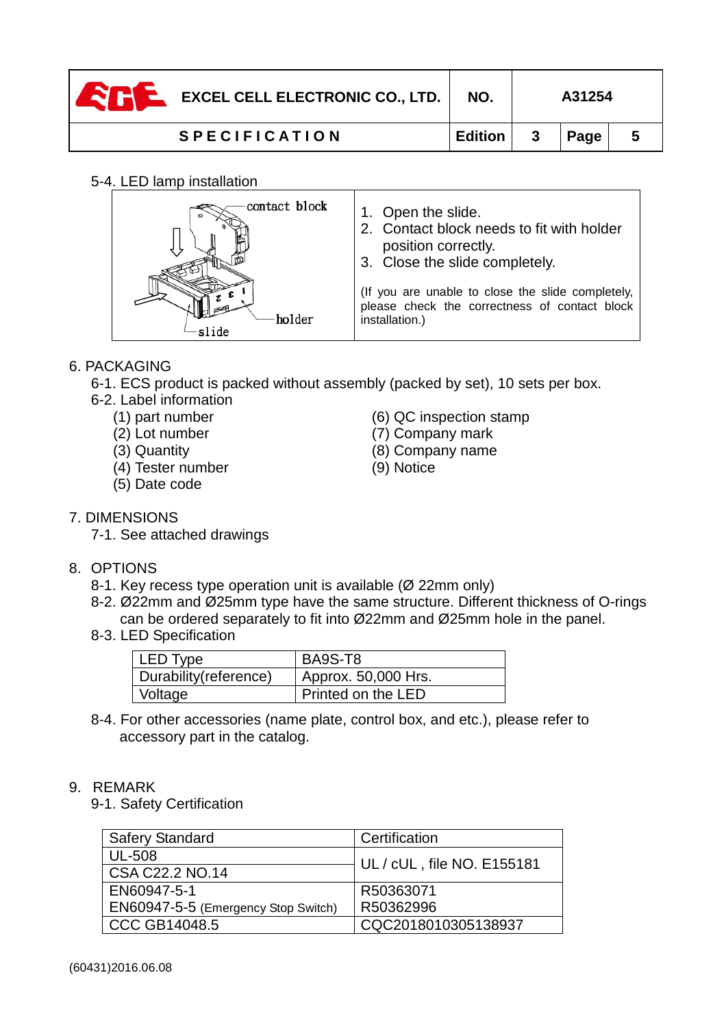5-4. LED lamp installation

| contact block / holder / slide | 1. Open the slide.<br>2. Contact block needs to fit with holder position correctly.<br>3. Close the slide completely.<br><br>(If you are unable to close the slide completely, please check the correctness of contact block installation.) |
|---|---|

## 6. PACKAGING

6-1. ECS product is packed without assembly (packed by set), 10 sets per box.

6-2. Label information

(1) part number
(2) Lot number
(3) Quantity
(4) Tester number
(5) Date code
(6) QC inspection stamp
(7) Company mark
(8) Company name
(9) Notice

## 7. DIMENSIONS

7-1. See attached drawings

## 8. OPTIONS

8-1. Key recess type operation unit is available (Ø 22mm only)

8-2. Ø22mm and Ø25mm type have the same structure. Different thickness of O-rings can be ordered separately to fit into Ø22mm and Ø25mm hole in the panel.

8-3. LED Specification

| LED Type | BA9S-T8 |
|---|---|
| Durability(reference) | Approx. 50,000 Hrs. |
| Voltage | Printed on the LED |

8-4. For other accessories (name plate, control box, and etc.), please refer to accessory part in the catalog.

## 9. REMARK

9-1. Safety Certification

| Safery Standard | Certification |
|---|---|
| UL-508 | UL / cUL , file NO. E155181 |
| CSA C22.2 NO.14 | UL / cUL , file NO. E155181 |
| EN60947-5-1 | R50363071 |
| EN60947-5-5 (Emergency Stop Switch) | R50362996 |
| CCC GB14048.5 | CQC2018010305138937 |

(60431)2016.06.08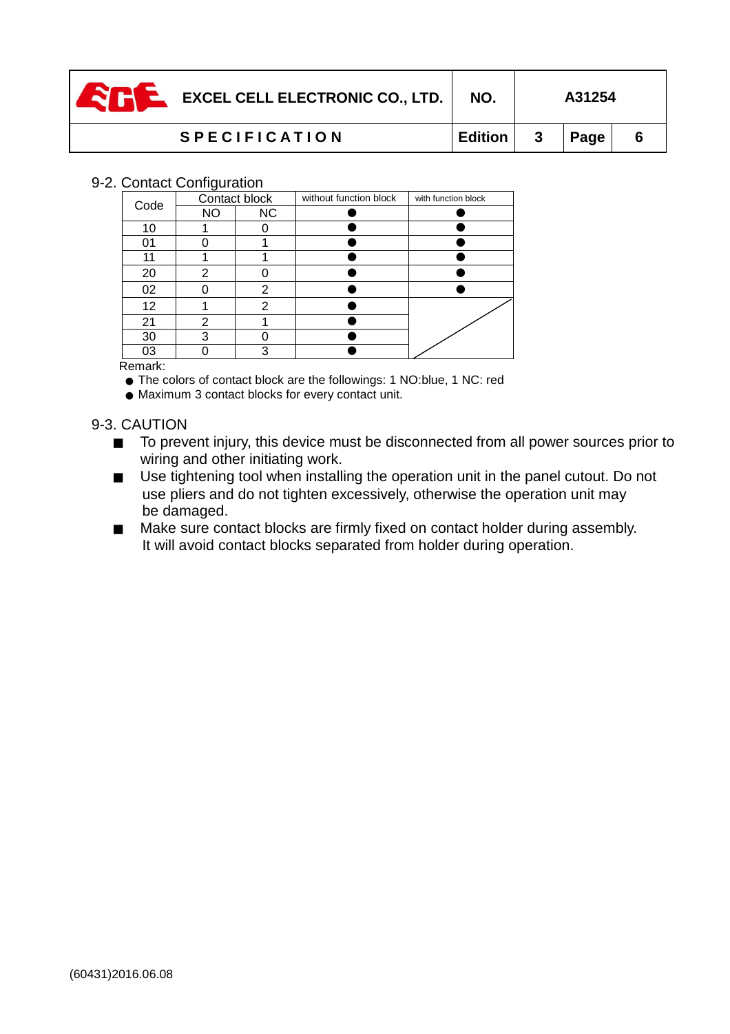## 9-2. Contact Configuration

| Code | Contact block | | without function block | with function block |
|---|---|---|---|---|
| | NO | NC | ● | ● |
| 10 | 1 | 0 | ● | ● |
| 01 | 0 | 1 | ● | ● |
| 11 | 1 | 1 | ● | ● |
| 20 | 2 | 0 | ● | ● |
| 02 | 0 | 2 | ● | ● |
| 12 | 1 | 2 | ● | |
| 21 | 2 | 1 | ● | |
| 30 | 3 | 0 | ● | |
| 03 | 0 | 3 | ● | |

Remark:

- The colors of contact block are the followings: 1 NO:blue, 1 NC: red
- Maximum 3 contact blocks for every contact unit.

## 9-3. CAUTION

- To prevent injury, this device must be disconnected from all power sources prior to wiring and other initiating work.
- Use tightening tool when installing the operation unit in the panel cutout. Do not use pliers and do not tighten excessively, otherwise the operation unit may be damaged.
- Make sure contact blocks are firmly fixed on contact holder during assembly. It will avoid contact blocks separated from holder during operation.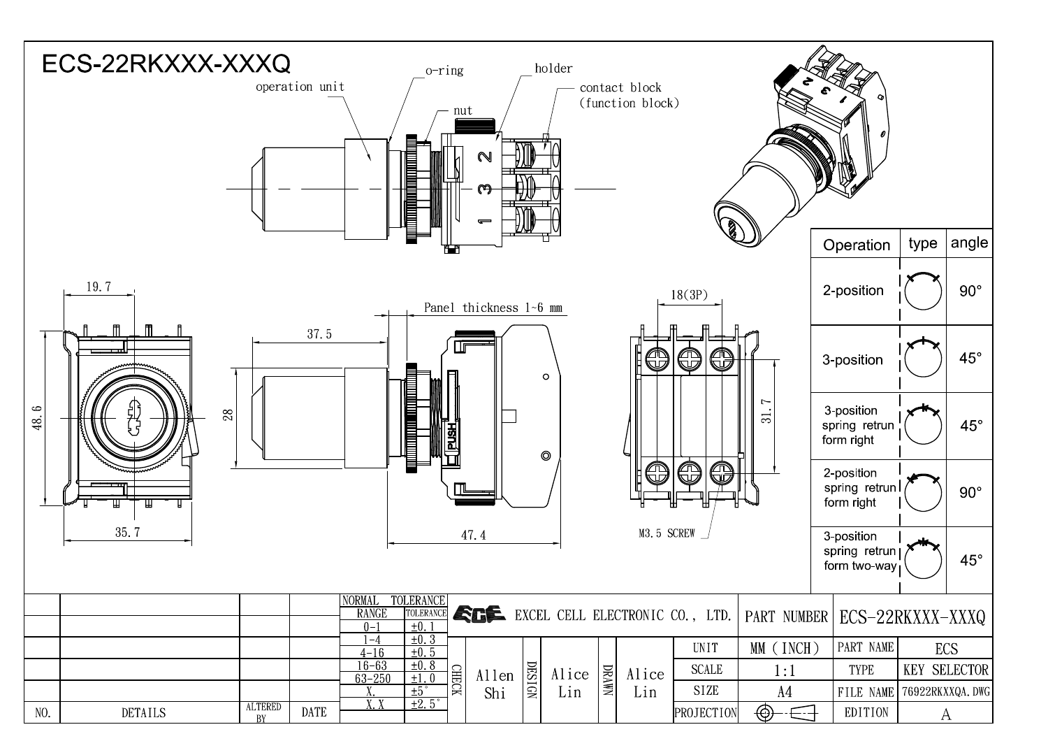# ECS-22RKXXX-XXXQ

operation unit

o-ring

nut

holder

contact block
(function block)

19.7

48.6

35.7

37.5

28

Panel thickness 1~6 mm

47.4

18(3P)

31.7

M3.5 SCREW

PUSH

| Operation | type | angle |
|---|---|---|
| 2-position | | 90° |
| 3-position | | 45° |
| 3-position spring retrun form right | | 45° |
| 2-position spring retrun form right | | 90° |
| 3-position spring retrun form two-way | | 45° |

| NORMAL RANGE | TOLERANCE |
|---|---|
| 0-1 | ±0.1 |
| 1-4 | ±0.3 |
| 4-16 | ±0.5 |
| 16-63 | ±0.8 |
| 63-250 | ±1.0 |
| X. | ±5° |
| X.X | ±2.5° |

EXCEL CELL ELECTRONIC CO., LTD.

| | | | |
|---|---|---|---|
| PART NUMBER | ECS-22RKXXX-XXXQ | | |
| UNIT | MM (INCH) | PART NAME | ECS |
| SCALE | 1:1 | TYPE | KEY SELECTOR |
| SIZE | A4 | FILE NAME | 76922RKXXQA.DWG |
| PROJECTION | | EDITION | A |

CHECK: Allen Shi

DESIGN: Alice Lin

DRAWN: Alice Lin

| NO. | DETAILS | ALTERED BY | DATE |
|---|---|---|---|